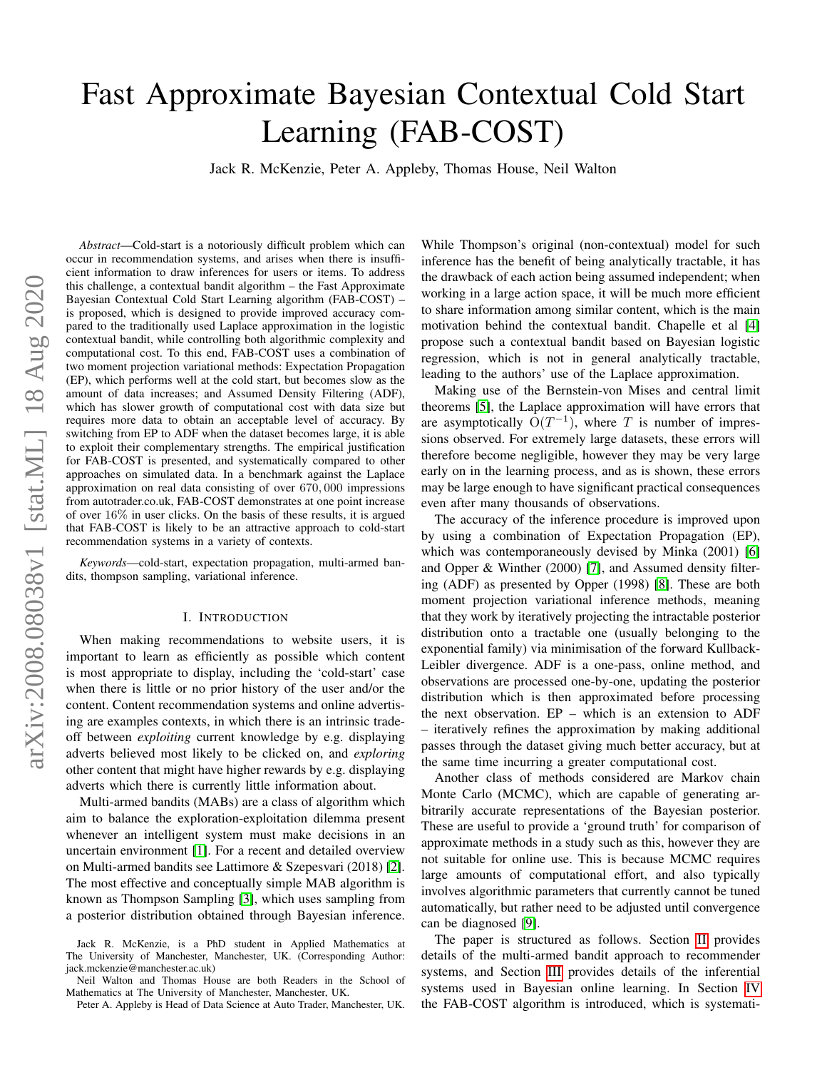# Fast Approximate Bayesian Contextual Cold Start Learning (FAB-COST)

Jack R. McKenzie, Peter A. Appleby, Thomas House, Neil Walton

*Abstract*—Cold-start is a notoriously difficult problem which can occur in recommendation systems, and arises when there is insufficient information to draw inferences for users or items. To address this challenge, a contextual bandit algorithm – the Fast Approximate Bayesian Contextual Cold Start Learning algorithm (FAB-COST) – is proposed, which is designed to provide improved accuracy compared to the traditionally used Laplace approximation in the logistic contextual bandit, while controlling both algorithmic complexity and computational cost. To this end, FAB-COST uses a combination of two moment projection variational methods: Expectation Propagation (EP), which performs well at the cold start, but becomes slow as the amount of data increases; and Assumed Density Filtering (ADF), which has slower growth of computational cost with data size but requires more data to obtain an acceptable level of accuracy. By switching from EP to ADF when the dataset becomes large, it is able to exploit their complementary strengths. The empirical justification for FAB-COST is presented, and systematically compared to other approaches on simulated data. In a benchmark against the Laplace approximation on real data consisting of over $670,000$ impressions from autotrader.co.uk, FAB-COST demonstrates at one point increase of over $16\%$ in user clicks. On the basis of these results, it is argued that FAB-COST is likely to be an attractive approach to cold-start recommendation systems in a variety of contexts.

*Keywords*—cold-start, expectation propagation, multi-armed bandits, thompson sampling, variational inference.

## I. Introduction

When making recommendations to website users, it is important to learn as efficiently as possible which content is most appropriate to display, including the 'cold-start' case when there is little or no prior history of the user and/or the content. Content recommendation systems and online advertising are examples contexts, in which there is an intrinsic trade-off between *exploiting* current knowledge by e.g. displaying adverts believed most likely to be clicked on, and *exploring* other content that might have higher rewards by e.g. displaying adverts which there is currently little information about.

Multi-armed bandits (MABs) are a class of algorithm which aim to balance the exploration-exploitation dilemma present whenever an intelligent system must make decisions in an uncertain environment [1]. For a recent and detailed overview on Multi-armed bandits see Lattimore & Szepesvari (2018) [2]. The most effective and conceptually simple MAB algorithm is known as Thompson Sampling [3], which uses sampling from a posterior distribution obtained through Bayesian inference. While Thompson's original (non-contextual) model for such inference has the benefit of being analytically tractable, it has the drawback of each action being assumed independent; when working in a large action space, it will be much more efficient to share information among similar content, which is the main motivation behind the contextual bandit. Chapelle et al [4] propose such a contextual bandit based on Bayesian logistic regression, which is not in general analytically tractable, leading to the authors' use of the Laplace approximation.

Making use of the Bernstein-von Mises and central limit theorems [5], the Laplace approximation will have errors that are asymptotically $\mathrm{O}(T^{-1})$, where $T$ is number of impressions observed. For extremely large datasets, these errors will therefore become negligible, however they may be very large early on in the learning process, and as is shown, these errors may be large enough to have significant practical consequences even after many thousands of observations.

The accuracy of the inference procedure is improved upon by using a combination of Expectation Propagation (EP), which was contemporaneously devised by Minka (2001) [6] and Opper & Winther (2000) [7], and Assumed density filtering (ADF) as presented by Opper (1998) [8]. These are both moment projection variational inference methods, meaning that they work by iteratively projecting the intractable posterior distribution onto a tractable one (usually belonging to the exponential family) via minimisation of the forward Kullback-Leibler divergence. ADF is a one-pass, online method, and observations are processed one-by-one, updating the posterior distribution which is then approximated before processing the next observation. EP – which is an extension to ADF – iteratively refines the approximation by making additional passes through the dataset giving much better accuracy, but at the same time incurring a greater computational cost.

Another class of methods considered are Markov chain Monte Carlo (MCMC), which are capable of generating arbitrarily accurate representations of the Bayesian posterior. These are useful to provide a 'ground truth' for comparison of approximate methods in a study such as this, however they are not suitable for online use. This is because MCMC requires large amounts of computational effort, and also typically involves algorithmic parameters that currently cannot be tuned automatically, but rather need to be adjusted until convergence can be diagnosed [9].

The paper is structured as follows. Section II provides details of the multi-armed bandit approach to recommender systems, and Section III provides details of the inferential systems used in Bayesian online learning. In Section IV the FAB-COST algorithm is introduced, which is systemati-

Jack R. McKenzie, is a PhD student in Applied Mathematics at The University of Manchester, Manchester, UK. (Corresponding Author: jack.mckenzie@manchester.ac.uk)

Neil Walton and Thomas House are both Readers in the School of Mathematics at The University of Manchester, Manchester, UK.

Peter A. Appleby is Head of Data Science at Auto Trader, Manchester, UK.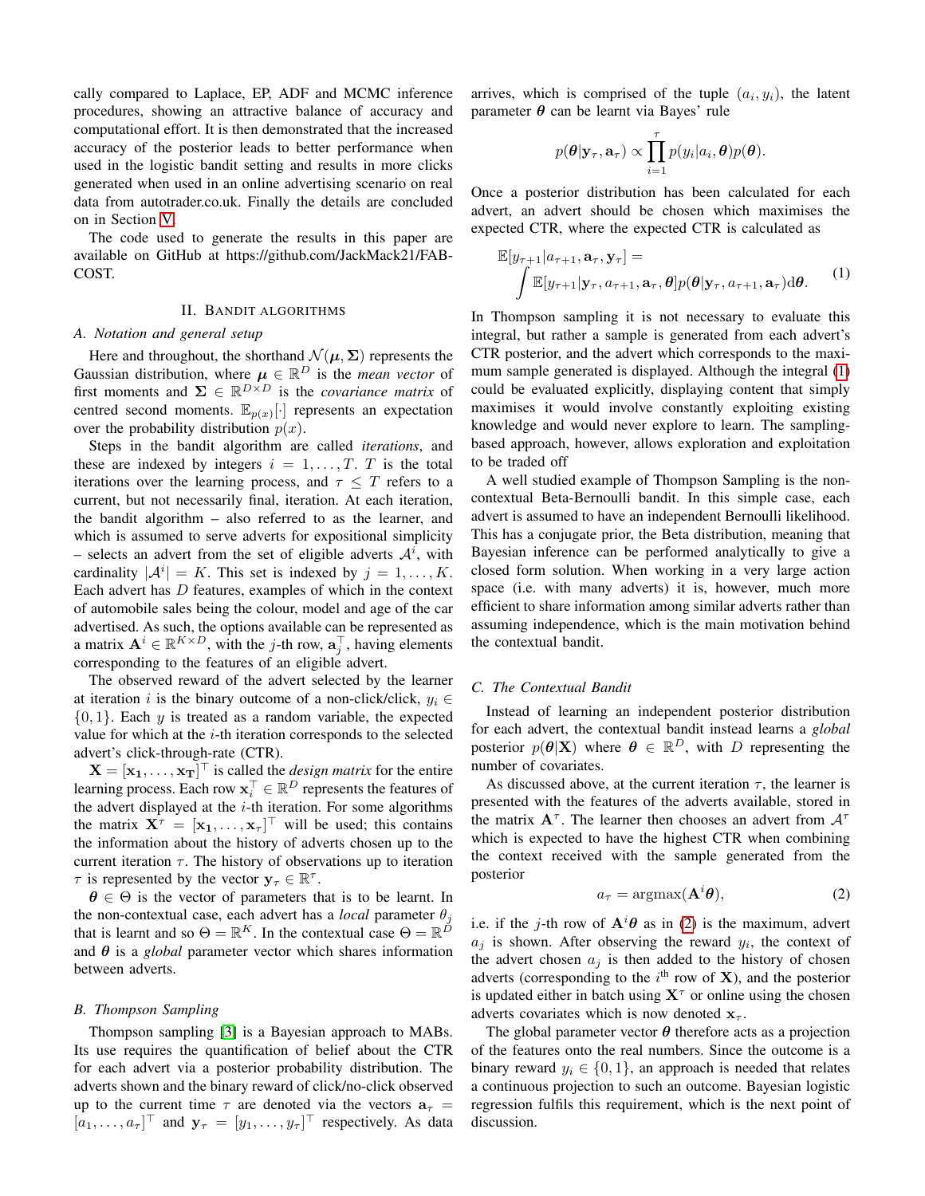cally compared to Laplace, EP, ADF and MCMC inference procedures, showing an attractive balance of accuracy and computational effort. It is then demonstrated that the increased accuracy of the posterior leads to better performance when used in the logistic bandit setting and results in more clicks generated when used in an online advertising scenario on real data from autotrader.co.uk. Finally the details are concluded on in Section V.

The code used to generate the results in this paper are available on GitHub at https://github.com/JackMack21/FAB-COST.

## II. Bandit algorithms

### A. Notation and general setup

Here and throughout, the shorthand $\mathcal{N}(\boldsymbol{\mu}, \boldsymbol{\Sigma})$ represents the Gaussian distribution, where $\boldsymbol{\mu} \in \mathbb{R}^D$ is the *mean vector* of first moments and $\boldsymbol{\Sigma} \in \mathbb{R}^{D\times D}$ is the *covariance matrix* of centred second moments. $\mathbb{E}_{p(x)}[\cdot]$ represents an expectation over the probability distribution $p(x)$.

Steps in the bandit algorithm are called *iterations*, and these are indexed by integers $i = 1, \ldots, T$. $T$ is the total iterations over the learning process, and $\tau \leq T$ refers to a current, but not necessarily final, iteration. At each iteration, the bandit algorithm – also referred to as the learner, and which is assumed to serve adverts for expositional simplicity – selects an advert from the set of eligible adverts $\mathcal{A}^i$, with cardinality $|\mathcal{A}^i| = K$. This set is indexed by $j = 1, \ldots, K$. Each advert has $D$ features, examples of which in the context of automobile sales being the colour, model and age of the car advertised. As such, the options available can be represented as a matrix $\mathbf{A}^i \in \mathbb{R}^{K\times D}$, with the $j$-th row, $\mathbf{a}_j^\top$, having elements corresponding to the features of an eligible advert.

The observed reward of the advert selected by the learner at iteration $i$ is the binary outcome of a non-click/click, $y_i \in \{0, 1\}$. Each $y$ is treated as a random variable, the expected value for which at the $i$-th iteration corresponds to the selected advert's click-through-rate (CTR).

$\mathbf{X} = [\mathbf{x_1}, \ldots, \mathbf{x_T}]^\top$ is called the *design matrix* for the entire learning process. Each row $\mathbf{x}_i^\top \in \mathbb{R}^D$ represents the features of the advert displayed at the $i$-th iteration. For some algorithms the matrix $\mathbf{X}^\tau = [\mathbf{x_1}, \ldots, \mathbf{x}_\tau]^\top$ will be used; this contains the information about the history of adverts chosen up to the current iteration $\tau$. The history of observations up to iteration $\tau$ is represented by the vector $\mathbf{y}_\tau \in \mathbb{R}^\tau$.

$\boldsymbol{\theta} \in \Theta$ is the vector of parameters that is to be learnt. In the non-contextual case, each advert has a *local* parameter $\theta_j$ that is learnt and so $\Theta = \mathbb{R}^K$. In the contextual case $\Theta = \mathbb{R}^D$ and $\boldsymbol{\theta}$ is a *global* parameter vector which shares information between adverts.

### B. Thompson Sampling

Thompson sampling [3] is a Bayesian approach to MABs. Its use requires the quantification of belief about the CTR for each advert via a posterior probability distribution. The adverts shown and the binary reward of click/no-click observed up to the current time $\tau$ are denoted via the vectors $\mathbf{a}_\tau = [a_1, \ldots, a_\tau]^\top$ and $\mathbf{y}_\tau = [y_1, \ldots, y_\tau]^\top$ respectively. As data arrives, which is comprised of the tuple $(a_i, y_i)$, the latent parameter $\boldsymbol{\theta}$ can be learnt via Bayes' rule

$$p(\boldsymbol{\theta}|\mathbf{y}_\tau, \mathbf{a}_\tau) \propto \prod_{i=1}^{\tau} p(y_i|a_i, \boldsymbol{\theta})p(\boldsymbol{\theta}).$$

Once a posterior distribution has been calculated for each advert, an advert should be chosen which maximises the expected CTR, where the expected CTR is calculated as

$$\mathbb{E}[y_{\tau+1}|a_{\tau+1}, \mathbf{a}_\tau, \mathbf{y}_\tau] = \int \mathbb{E}[y_{\tau+1}|\mathbf{y}_\tau, a_{\tau+1}, \mathbf{a}_\tau, \boldsymbol{\theta}]p(\boldsymbol{\theta}|\mathbf{y}_\tau, a_{\tau+1}, \mathbf{a}_\tau)\mathrm{d}\boldsymbol{\theta}. \tag{1}$$

In Thompson sampling it is not necessary to evaluate this integral, but rather a sample is generated from each advert's CTR posterior, and the advert which corresponds to the maximum sample generated is displayed. Although the integral (1) could be evaluated explicitly, displaying content that simply maximises it would involve constantly exploiting existing knowledge and would never explore to learn. The sampling-based approach, however, allows exploration and exploitation to be traded off

A well studied example of Thompson Sampling is the non-contextual Beta-Bernoulli bandit. In this simple case, each advert is assumed to have an independent Bernoulli likelihood. This has a conjugate prior, the Beta distribution, meaning that Bayesian inference can be performed analytically to give a closed form solution. When working in a very large action space (i.e. with many adverts) it is, however, much more efficient to share information among similar adverts rather than assuming independence, which is the main motivation behind the contextual bandit.

### C. The Contextual Bandit

Instead of learning an independent posterior distribution for each advert, the contextual bandit instead learns a *global* posterior $p(\boldsymbol{\theta}|\mathbf{X})$ where $\boldsymbol{\theta} \in \mathbb{R}^D$, with $D$ representing the number of covariates.

As discussed above, at the current iteration $\tau$, the learner is presented with the features of the adverts available, stored in the matrix $\mathbf{A}^\tau$. The learner then chooses an advert from $\mathcal{A}^\tau$ which is expected to have the highest CTR when combining the context received with the sample generated from the posterior

$$a_\tau = \operatorname{argmax}(\mathbf{A}^i\boldsymbol{\theta}), \tag{2}$$

i.e. if the $j$-th row of $\mathbf{A}^i\boldsymbol{\theta}$ as in (2) is the maximum, advert $a_j$ is shown. After observing the reward $y_i$, the context of the advert chosen $a_j$ is then added to the history of chosen adverts (corresponding to the $i^{\text{th}}$ row of $\mathbf{X}$), and the posterior is updated either in batch using $\mathbf{X}^\tau$ or online using the chosen adverts covariates which is now denoted $\mathbf{x}_\tau$.

The global parameter vector $\boldsymbol{\theta}$ therefore acts as a projection of the features onto the real numbers. Since the outcome is a binary reward $y_i \in \{0, 1\}$, an approach is needed that relates a continuous projection to such an outcome. Bayesian logistic regression fulfils this requirement, which is the next point of discussion.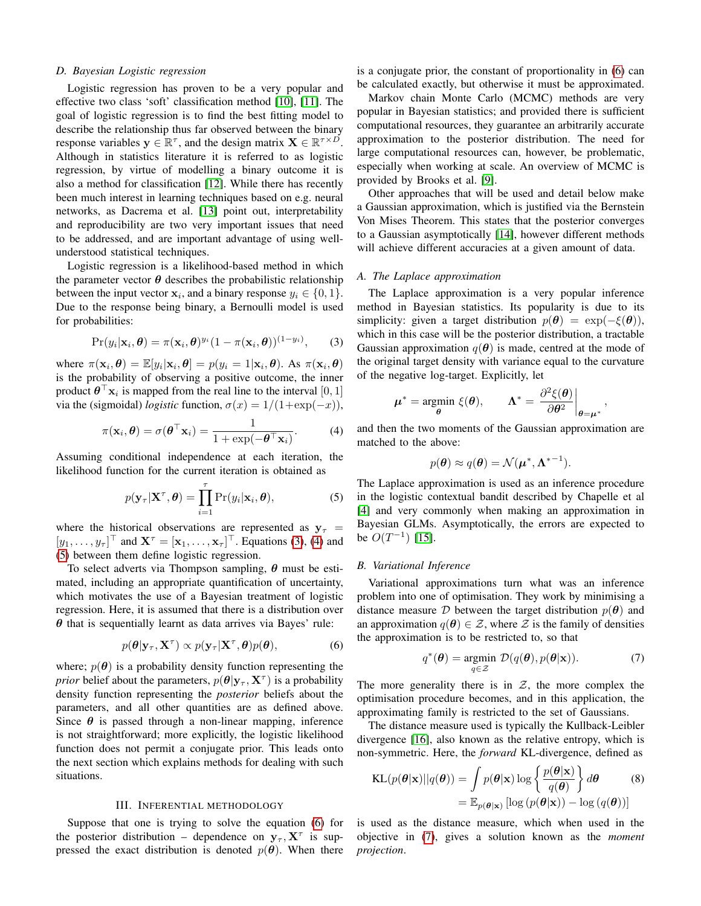### D. Bayesian Logistic regression

Logistic regression has proven to be a very popular and effective two class 'soft' classification method [10], [11]. The goal of logistic regression is to find the best fitting model to describe the relationship thus far observed between the binary response variables $\mathbf{y} \in \mathbb{R}^{\tau}$, and the design matrix $\mathbf{X} \in \mathbb{R}^{\tau \times D}$. Although in statistics literature it is referred to as logistic regression, by virtue of modelling a binary outcome it is also a method for classification [12]. While there has recently been much interest in learning techniques based on e.g. neural networks, as Dacrema et al. [13] point out, interpretability and reproducibility are two very important issues that need to be addressed, and are important advantage of using well-understood statistical techniques.

Logistic regression is a likelihood-based method in which the parameter vector $\boldsymbol{\theta}$ describes the probabilistic relationship between the input vector $\mathbf{x}_i$, and a binary response $y_i \in \{0, 1\}$. Due to the response being binary, a Bernoulli model is used for probabilities:

$$\Pr(y_i|\mathbf{x}_i, \boldsymbol{\theta}) = \pi(\mathbf{x}_i, \boldsymbol{\theta})^{y_i}(1 - \pi(\mathbf{x}_i, \boldsymbol{\theta}))^{(1-y_i)}, \tag{3}$$

where $\pi(\mathbf{x}_i, \boldsymbol{\theta}) = \mathbb{E}[y_i|\mathbf{x}_i, \boldsymbol{\theta}] = p(y_i = 1|\mathbf{x}_i, \boldsymbol{\theta})$. As $\pi(\mathbf{x}_i, \boldsymbol{\theta})$ is the probability of observing a positive outcome, the inner product $\boldsymbol{\theta}^{\top}\mathbf{x}_i$ is mapped from the real line to the interval $[0, 1]$ via the (sigmoidal) *logistic* function, $\sigma(x) = 1/(1+\exp(-x))$,

$$\pi(\mathbf{x}_i, \boldsymbol{\theta}) = \sigma(\boldsymbol{\theta}^{\top}\mathbf{x}_i) = \frac{1}{1 + \exp(-\boldsymbol{\theta}^{\top}\mathbf{x}_i)}. \tag{4}$$

Assuming conditional independence at each iteration, the likelihood function for the current iteration is obtained as

$$p(\mathbf{y}_{\tau}|\mathbf{X}^{\tau}, \boldsymbol{\theta}) = \prod_{i=1}^{\tau} \Pr(y_i|\mathbf{x}_i, \boldsymbol{\theta}), \tag{5}$$

where the historical observations are represented as $\mathbf{y}_{\tau} = [y_1, \ldots, y_{\tau}]^{\top}$ and $\mathbf{X}^{\tau} = [\mathbf{x}_1, \ldots, \mathbf{x}_{\tau}]^{\top}$. Equations (3), (4) and (5) between them define logistic regression.

To select adverts via Thompson sampling, $\boldsymbol{\theta}$ must be estimated, including an appropriate quantification of uncertainty, which motivates the use of a Bayesian treatment of logistic regression. Here, it is assumed that there is a distribution over $\boldsymbol{\theta}$ that is sequentially learnt as data arrives via Bayes' rule:

$$p(\boldsymbol{\theta}|\mathbf{y}_{\tau}, \mathbf{X}^{\tau}) \propto p(\mathbf{y}_{\tau}|\mathbf{X}^{\tau}, \boldsymbol{\theta})p(\boldsymbol{\theta}), \tag{6}$$

where; $p(\boldsymbol{\theta})$ is a probability density function representing the *prior* belief about the parameters, $p(\boldsymbol{\theta}|\mathbf{y}_{\tau}, \mathbf{X}^{\tau})$ is a probability density function representing the *posterior* beliefs about the parameters, and all other quantities are as defined above. Since $\boldsymbol{\theta}$ is passed through a non-linear mapping, inference is not straightforward; more explicitly, the logistic likelihood function does not permit a conjugate prior. This leads onto the next section which explains methods for dealing with such situations.

## III. Inferential Methodology

Suppose that one is trying to solve the equation (6) for the posterior distribution – dependence on $\mathbf{y}_{\tau}, \mathbf{X}^{\tau}$ is suppressed the exact distribution is denoted $p(\boldsymbol{\theta})$. When there is a conjugate prior, the constant of proportionality in (6) can be calculated exactly, but otherwise it must be approximated.

Markov chain Monte Carlo (MCMC) methods are very popular in Bayesian statistics; and provided there is sufficient computational resources, they guarantee an arbitrarily accurate approximation to the posterior distribution. The need for large computational resources can, however, be problematic, especially when working at scale. An overview of MCMC is provided by Brooks et al. [9].

Other approaches that will be used and detail below make a Gaussian approximation, which is justified via the Bernstein Von Mises Theorem. This states that the posterior converges to a Gaussian asymptotically [14], however different methods will achieve different accuracies at a given amount of data.

### A. The Laplace approximation

The Laplace approximation is a very popular inference method in Bayesian statistics. Its popularity is due to its simplicity: given a target distribution $p(\boldsymbol{\theta}) = \exp(-\xi(\boldsymbol{\theta}))$, which in this case will be the posterior distribution, a tractable Gaussian approximation $q(\boldsymbol{\theta})$ is made, centred at the mode of the original target density with variance equal to the curvature of the negative log-target. Explicitly, let

$$\boldsymbol{\mu}^* = \operatorname*{argmin}_{\boldsymbol{\theta}} \, \xi(\boldsymbol{\theta}), \qquad \boldsymbol{\Lambda}^* = \left.\frac{\partial^2 \xi(\boldsymbol{\theta})}{\partial \boldsymbol{\theta}^2}\right|_{\boldsymbol{\theta}=\boldsymbol{\mu}^*},$$

and then the two moments of the Gaussian approximation are matched to the above:

$$p(\boldsymbol{\theta}) \approx q(\boldsymbol{\theta}) = \mathcal{N}(\boldsymbol{\mu}^*, \boldsymbol{\Lambda}^{*-1}).$$

The Laplace approximation is used as an inference procedure in the logistic contextual bandit described by Chapelle et al [4] and very commonly when making an approximation in Bayesian GLMs. Asymptotically, the errors are expected to be $O(T^{-1})$ [15].

### B. Variational Inference

Variational approximations turn what was an inference problem into one of optimisation. They work by minimising a distance measure $\mathcal{D}$ between the target distribution $p(\boldsymbol{\theta})$ and an approximation $q(\boldsymbol{\theta}) \in \mathcal{Z}$, where $\mathcal{Z}$ is the family of densities the approximation is to be restricted to, so that

$$q^*(\boldsymbol{\theta}) = \operatorname*{argmin}_{q \in \mathcal{Z}} \, \mathcal{D}(q(\boldsymbol{\theta}), p(\boldsymbol{\theta}|\mathbf{x})). \tag{7}$$

The more generality there is in $\mathcal{Z}$, the more complex the optimisation procedure becomes, and in this application, the approximating family is restricted to the set of Gaussians.

The distance measure used is typically the Kullback-Leibler divergence [16], also known as the relative entropy, which is non-symmetric. Here, the *forward* KL-divergence, defined as

$$\begin{aligned} \mathrm{KL}(p(\boldsymbol{\theta}|\mathbf{x})||q(\boldsymbol{\theta})) &= \int p(\boldsymbol{\theta}|\mathbf{x}) \log\left\{\frac{p(\boldsymbol{\theta}|\mathbf{x})}{q(\boldsymbol{\theta})}\right\} d\boldsymbol{\theta} \\ &= \mathbb{E}_{p(\boldsymbol{\theta}|\mathbf{x})}\left[\log\left(p(\boldsymbol{\theta}|\mathbf{x})\right) - \log\left(q(\boldsymbol{\theta})\right)\right] \end{aligned} \tag{8}$$

is used as the distance measure, which when used in the objective in (7), gives a solution known as the *moment projection*.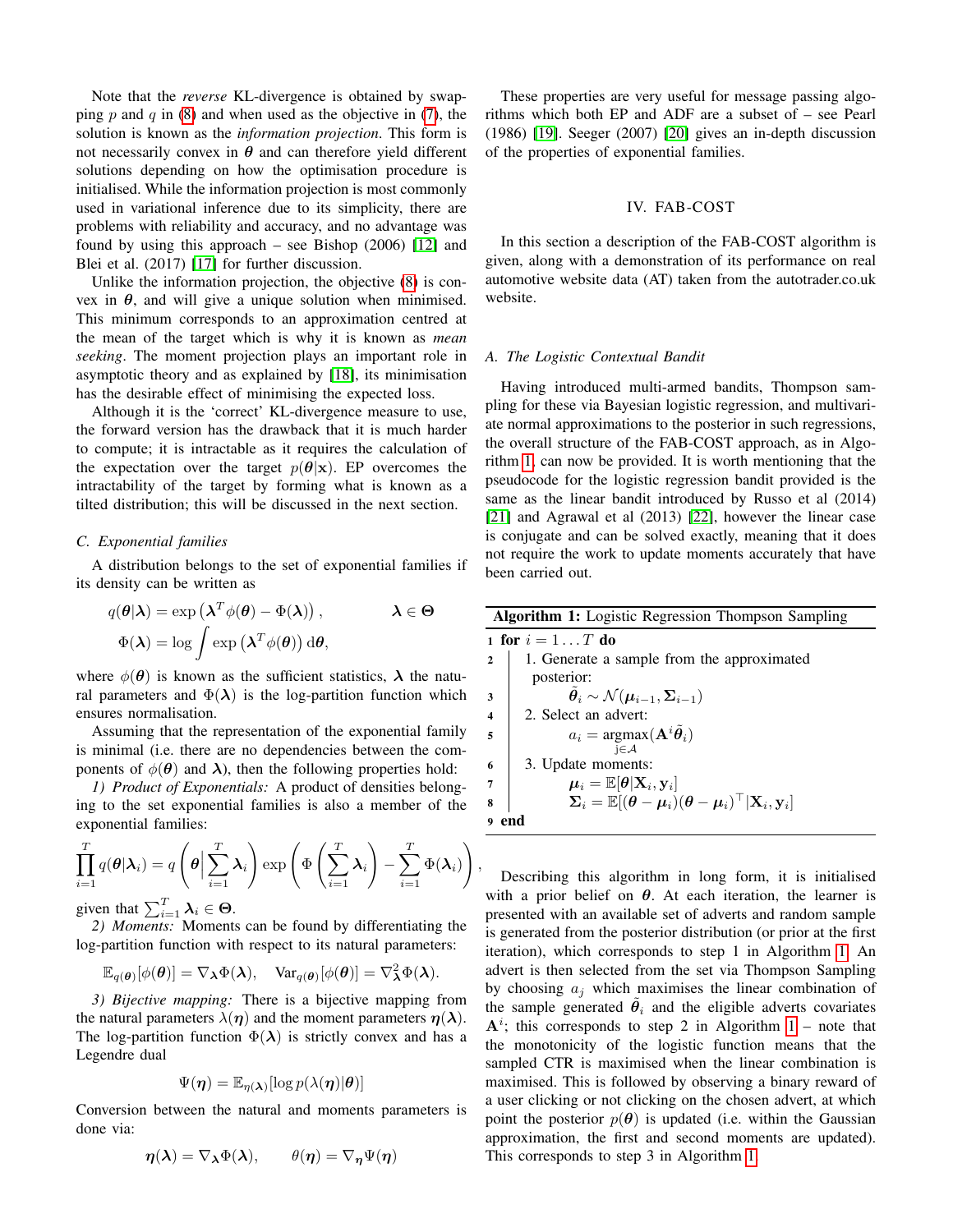Note that the *reverse* KL-divergence is obtained by swapping $p$ and $q$ in (8) and when used as the objective in (7), the solution is known as the *information projection*. This form is not necessarily convex in $\boldsymbol{\theta}$ and can therefore yield different solutions depending on how the optimisation procedure is initialised. While the information projection is most commonly used in variational inference due to its simplicity, there are problems with reliability and accuracy, and no advantage was found by using this approach – see Bishop (2006) [12] and Blei et al. (2017) [17] for further discussion.

Unlike the information projection, the objective (8) is convex in $\boldsymbol{\theta}$, and will give a unique solution when minimised. This minimum corresponds to an approximation centred at the mean of the target which is why it is known as *mean seeking*. The moment projection plays an important role in asymptotic theory and as explained by [18], its minimisation has the desirable effect of minimising the expected loss.

Although it is the 'correct' KL-divergence measure to use, the forward version has the drawback that it is much harder to compute; it is intractable as it requires the calculation of the expectation over the target $p(\boldsymbol{\theta}|\mathbf{x})$. EP overcomes the intractability of the target by forming what is known as a tilted distribution; this will be discussed in the next section.

### C. Exponential families

A distribution belongs to the set of exponential families if its density can be written as

$$q(\boldsymbol{\theta}|\boldsymbol{\lambda}) = \exp\left(\boldsymbol{\lambda}^T\phi(\boldsymbol{\theta}) - \Phi(\boldsymbol{\lambda})\right), \qquad \boldsymbol{\lambda} \in \boldsymbol{\Theta}$$
$$\Phi(\boldsymbol{\lambda}) = \log \int \exp\left(\boldsymbol{\lambda}^T\phi(\boldsymbol{\theta})\right) \mathrm{d}\boldsymbol{\theta},$$

where $\phi(\boldsymbol{\theta})$ is known as the sufficient statistics, $\boldsymbol{\lambda}$ the natural parameters and $\Phi(\boldsymbol{\lambda})$ is the log-partition function which ensures normalisation.

Assuming that the representation of the exponential family is minimal (i.e. there are no dependencies between the components of $\phi(\boldsymbol{\theta})$ and $\boldsymbol{\lambda}$), then the following properties hold:

*1) Product of Exponentials:* A product of densities belonging to the set exponential families is also a member of the exponential families:

$$\prod_{i=1}^{T} q(\boldsymbol{\theta}|\boldsymbol{\lambda}_i) = q\left(\boldsymbol{\theta}\Big|\sum_{i=1}^{T}\boldsymbol{\lambda}_i\right)\exp\left(\Phi\left(\sum_{i=1}^{T}\boldsymbol{\lambda}_i\right) - \sum_{i=1}^{T}\Phi(\boldsymbol{\lambda}_i)\right),$$

given that $\sum_{i=1}^{T}\boldsymbol{\lambda}_i \in \boldsymbol{\Theta}$.

*2) Moments:* Moments can be found by differentiating the log-partition function with respect to its natural parameters:

$$\mathbb{E}_{q(\boldsymbol{\theta})}[\phi(\boldsymbol{\theta})] = \nabla_{\boldsymbol{\lambda}}\Phi(\boldsymbol{\lambda}), \quad \mathrm{Var}_{q(\boldsymbol{\theta})}[\phi(\boldsymbol{\theta})] = \nabla^2_{\boldsymbol{\lambda}}\Phi(\boldsymbol{\lambda}).$$

*3) Bijective mapping:* There is a bijective mapping from the natural parameters $\lambda(\boldsymbol{\eta})$ and the moment parameters $\boldsymbol{\eta}(\boldsymbol{\lambda})$. The log-partition function $\Phi(\boldsymbol{\lambda})$ is strictly convex and has a Legendre dual

$$\Psi(\boldsymbol{\eta}) = \mathbb{E}_{\eta(\boldsymbol{\lambda})}[\log p(\lambda(\boldsymbol{\eta})|\boldsymbol{\theta})]$$

Conversion between the natural and moments parameters is done via:

$$\boldsymbol{\eta}(\boldsymbol{\lambda}) = \nabla_{\boldsymbol{\lambda}}\Phi(\boldsymbol{\lambda}), \qquad \theta(\boldsymbol{\eta}) = \nabla_{\boldsymbol{\eta}}\Psi(\boldsymbol{\eta})$$

These properties are very useful for message passing algorithms which both EP and ADF are a subset of – see Pearl (1986) [19]. Seeger (2007) [20] gives an in-depth discussion of the properties of exponential families.

## IV. FAB-COST

In this section a description of the FAB-COST algorithm is given, along with a demonstration of its performance on real automotive website data (AT) taken from the autotrader.co.uk website.

### A. The Logistic Contextual Bandit

Having introduced multi-armed bandits, Thompson sampling for these via Bayesian logistic regression, and multivariate normal approximations to the posterior in such regressions, the overall structure of the FAB-COST approach, as in Algorithm 1, can now be provided. It is worth mentioning that the pseudocode for the logistic regression bandit provided is the same as the linear bandit introduced by Russo et al (2014) [21] and Agrawal et al (2013) [22], however the linear case is conjugate and can be solved exactly, meaning that it does not require the work to update moments accurately that have been carried out.

**Algorithm 1:** Logistic Regression Thompson Sampling

```
1 for i = 1 ... T do
2     1. Generate a sample from the approximated
        posterior:
3         θ̃_i ~ N(μ_{i-1}, Σ_{i-1})
4     2. Select an advert:
5         a_i = argmax_{j∈A} (A^i θ̃_i)
6     3. Update moments:
7         μ_i = E[θ | X_i, y_i]
8         Σ_i = E[(θ − μ_i)(θ − μ_i)^T | X_i, y_i]
9 end
```

Describing this algorithm in long form, it is initialised with a prior belief on $\boldsymbol{\theta}$. At each iteration, the learner is presented with an available set of adverts and random sample is generated from the posterior distribution (or prior at the first iteration), which corresponds to step 1 in Algorithm 1. An advert is then selected from the set via Thompson Sampling by choosing $a_j$ which maximises the linear combination of the sample generated $\tilde{\boldsymbol{\theta}}_i$ and the eligible adverts covariates $\mathbf{A}^i$; this corresponds to step 2 in Algorithm 1 – note that the monotonicity of the logistic function means that the sampled CTR is maximised when the linear combination is maximised. This is followed by observing a binary reward of a user clicking or not clicking on the chosen advert, at which point the posterior $p(\boldsymbol{\theta})$ is updated (i.e. within the Gaussian approximation, the first and second moments are updated). This corresponds to step 3 in Algorithm 1.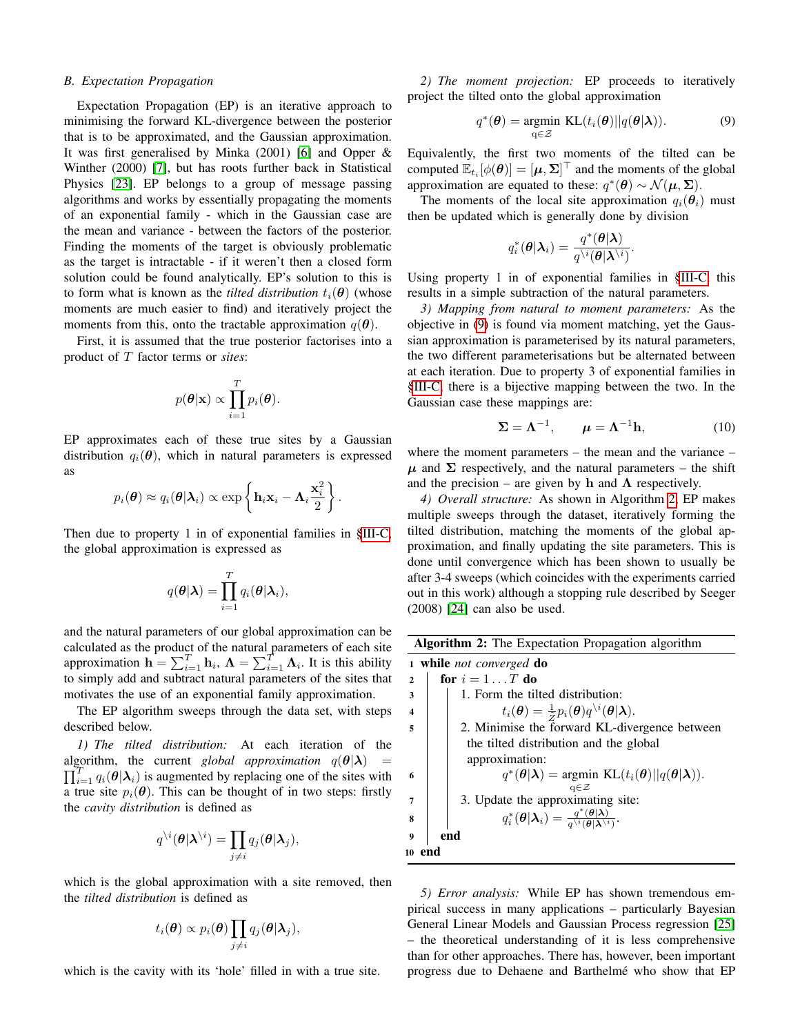### B. Expectation Propagation

Expectation Propagation (EP) is an iterative approach to minimising the forward KL-divergence between the posterior that is to be approximated, and the Gaussian approximation. It was first generalised by Minka (2001) [6] and Opper & Winther (2000) [7], but has roots further back in Statistical Physics [23]. EP belongs to a group of message passing algorithms and works by essentially propagating the moments of an exponential family - which in the Gaussian case are the mean and variance - between the factors of the posterior. Finding the moments of the target is obviously problematic as the target is intractable - if it weren't then a closed form solution could be found analytically. EP's solution to this is to form what is known as the *tilted distribution* $t_i(\boldsymbol{\theta})$ (whose moments are much easier to find) and iteratively project the moments from this, onto the tractable approximation $q(\boldsymbol{\theta})$.

First, it is assumed that the true posterior factorises into a product of $T$ factor terms or *sites*:

$$p(\boldsymbol{\theta}|\mathbf{x}) \propto \prod_{i=1}^{T} p_i(\boldsymbol{\theta}).$$

EP approximates each of these true sites by a Gaussian distribution $q_i(\boldsymbol{\theta})$, which in natural parameters is expressed as

$$p_i(\boldsymbol{\theta}) \approx q_i(\boldsymbol{\theta}|\boldsymbol{\lambda}_i) \propto \exp\left\{\mathbf{h}_i\mathbf{x}_i - \boldsymbol{\Lambda}_i\frac{\mathbf{x}_i^2}{2}\right\}.$$

Then due to property 1 in of exponential families in §III-C, the global approximation is expressed as

$$q(\boldsymbol{\theta}|\boldsymbol{\lambda}) = \prod_{i=1}^{T} q_i(\boldsymbol{\theta}|\boldsymbol{\lambda}_i),$$

and the natural parameters of our global approximation can be calculated as the product of the natural parameters of each site approximation $\mathbf{h} = \sum_{i=1}^{T}\mathbf{h}_i$, $\boldsymbol{\Lambda} = \sum_{i=1}^{T}\boldsymbol{\Lambda}_i$. It is this ability to simply add and subtract natural parameters of the sites that motivates the use of an exponential family approximation.

The EP algorithm sweeps through the data set, with steps described below.

*1) The tilted distribution:* At each iteration of the algorithm, the current *global approximation* $q(\boldsymbol{\theta}|\boldsymbol{\lambda}) = \prod_{i=1}^{T} q_i(\boldsymbol{\theta}|\boldsymbol{\lambda}_i)$ is augmented by replacing one of the sites with a true site $p_i(\boldsymbol{\theta})$. This can be thought of in two steps: firstly the *cavity distribution* is defined as

$$q^{\setminus i}(\boldsymbol{\theta}|\boldsymbol{\lambda}^{\setminus i}) = \prod_{j\neq i} q_j(\boldsymbol{\theta}|\boldsymbol{\lambda}_j),$$

which is the global approximation with a site removed, then the *tilted distribution* is defined as

$$t_i(\boldsymbol{\theta}) \propto p_i(\boldsymbol{\theta}) \prod_{j\neq i} q_j(\boldsymbol{\theta}|\boldsymbol{\lambda}_j),$$

which is the cavity with its 'hole' filled in with a true site.

*2) The moment projection:* EP proceeds to iteratively project the tilted onto the global approximation

$$q^*(\boldsymbol{\theta}) = \underset{q\in\mathcal{Z}}{\text{argmin}}\ \text{KL}(t_i(\boldsymbol{\theta})||q(\boldsymbol{\theta}|\boldsymbol{\lambda})). \tag{9}$$

Equivalently, the first two moments of the tilted can be computed $\mathbb{E}_{t_i}[\phi(\boldsymbol{\theta})] = [\boldsymbol{\mu}, \boldsymbol{\Sigma}]^\top$ and the moments of the global approximation are equated to these: $q^*(\boldsymbol{\theta}) \sim \mathcal{N}(\boldsymbol{\mu}, \boldsymbol{\Sigma})$.

The moments of the local site approximation $q_i(\boldsymbol{\theta}_i)$ must then be updated which is generally done by division

$$q_i^*(\boldsymbol{\theta}|\boldsymbol{\lambda}_i) = \frac{q^*(\boldsymbol{\theta}|\boldsymbol{\lambda})}{q^{\setminus i}(\boldsymbol{\theta}|\boldsymbol{\lambda}^{\setminus i})}.$$

Using property 1 in of exponential families in §III-C, this results in a simple subtraction of the natural parameters.

*3) Mapping from natural to moment parameters:* As the objective in (9) is found via moment matching, yet the Gaussian approximation is parameterised by its natural parameters, the two different parameterisations but be alternated between at each iteration. Due to property 3 of exponential families in §III-C, there is a bijective mapping between the two. In the Gaussian case these mappings are:

$$\boldsymbol{\Sigma} = \boldsymbol{\Lambda}^{-1}, \qquad \boldsymbol{\mu} = \boldsymbol{\Lambda}^{-1}\mathbf{h}, \tag{10}$$

where the moment parameters – the mean and the variance – $\boldsymbol{\mu}$ and $\boldsymbol{\Sigma}$ respectively, and the natural parameters – the shift and the precision – are given by $\mathbf{h}$ and $\boldsymbol{\Lambda}$ respectively.

*4) Overall structure:* As shown in Algorithm 2, EP makes multiple sweeps through the dataset, iteratively forming the tilted distribution, matching the moments of the global approximation, and finally updating the site parameters. This is done until convergence which has been shown to usually be after 3-4 sweeps (which coincides with the experiments carried out in this work) although a stopping rule described by Seeger (2008) [24] can also be used.

**Algorithm 2:** The Expectation Propagation algorithm

```
1  while not converged do
2      for i = 1...T do
3          1. Form the tilted distribution:
4                 t_i(θ) = (1/Z) p_i(θ) q^{\i}(θ|λ).
5          2. Minimise the forward KL-divergence between
               the tilted distribution and the global
               approximation:
6                 q*(θ|λ) = argmin_{q∈Z} KL(t_i(θ)||q(θ|λ)).
7          3. Update the approximating site:
8                 q_i*(θ|λ_i) = q*(θ|λ) / q^{\i}(θ|λ^{\i}).
9      end
10 end
```

*5) Error analysis:* While EP has shown tremendous empirical success in many applications – particularly Bayesian General Linear Models and Gaussian Process regression [25] – the theoretical understanding of it is less comprehensive than for other approaches. There has, however, been important progress due to Dehaene and Barthelmé who show that EP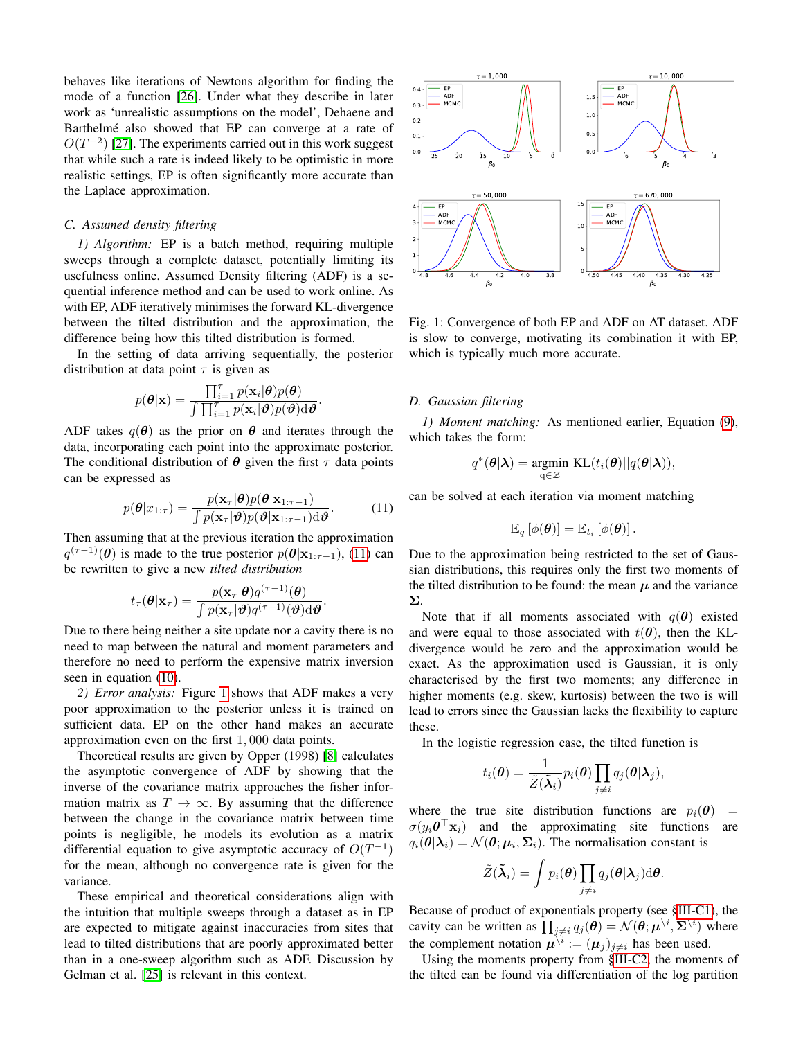behaves like iterations of Newtons algorithm for finding the mode of a function [26]. Under what they describe in later work as 'unrealistic assumptions on the model', Dehaene and Barthelmé also showed that EP can converge at a rate of $O(T^{-2})$ [27]. The experiments carried out in this work suggest that while such a rate is indeed likely to be optimistic in more realistic settings, EP is often significantly more accurate than the Laplace approximation.

### C. Assumed density filtering

*1) Algorithm:* EP is a batch method, requiring multiple sweeps through a complete dataset, potentially limiting its usefulness online. Assumed Density filtering (ADF) is a sequential inference method and can be used to work online. As with EP, ADF iteratively minimises the forward KL-divergence between the tilted distribution and the approximation, the difference being how this tilted distribution is formed.

In the setting of data arriving sequentially, the posterior distribution at data point $\tau$ is given as

$$p(\boldsymbol{\theta}|\mathbf{x}) = \frac{\prod_{i=1}^{\tau} p(\mathbf{x}_i|\boldsymbol{\theta})p(\boldsymbol{\theta})}{\int \prod_{i=1}^{\tau} p(\mathbf{x}_i|\boldsymbol{\vartheta})p(\boldsymbol{\vartheta})\mathrm{d}\boldsymbol{\vartheta}}.$$

ADF takes $q(\boldsymbol{\theta})$ as the prior on $\boldsymbol{\theta}$ and iterates through the data, incorporating each point into the approximate posterior. The conditional distribution of $\boldsymbol{\theta}$ given the first $\tau$ data points can be expressed as

$$p(\boldsymbol{\theta}|x_{1:\tau}) = \frac{p(\mathbf{x}_\tau|\boldsymbol{\theta})p(\boldsymbol{\theta}|\mathbf{x}_{1:\tau-1})}{\int p(\mathbf{x}_\tau|\boldsymbol{\vartheta})p(\boldsymbol{\vartheta}|\mathbf{x}_{1:\tau-1})\mathrm{d}\boldsymbol{\vartheta}}. \quad (11)$$

Then assuming that at the previous iteration the approximation $q^{(\tau-1)}(\boldsymbol{\theta})$ is made to the true posterior $p(\boldsymbol{\theta}|\mathbf{x}_{1:\tau-1})$, (11) can be rewritten to give a new *tilted distribution*

$$t_\tau(\boldsymbol{\theta}|\mathbf{x}_\tau) = \frac{p(\mathbf{x}_\tau|\boldsymbol{\theta})q^{(\tau-1)}(\boldsymbol{\theta})}{\int p(\mathbf{x}_\tau|\boldsymbol{\vartheta})q^{(\tau-1)}(\boldsymbol{\vartheta})\mathrm{d}\boldsymbol{\vartheta}}.$$

Due to there being neither a site update nor a cavity there is no need to map between the natural and moment parameters and therefore no need to perform the expensive matrix inversion seen in equation (10).

*2) Error analysis:* Figure 1 shows that ADF makes a very poor approximation to the posterior unless it is trained on sufficient data. EP on the other hand makes an accurate approximation even on the first $1,000$ data points.

Theoretical results are given by Opper (1998) [8] calculates the asymptotic convergence of ADF by showing that the inverse of the covariance matrix approaches the fisher information matrix as $T \to \infty$. By assuming that the difference between the change in the covariance matrix between time points is negligible, he models its evolution as a matrix differential equation to give asymptotic accuracy of $O(T^{-1})$ for the mean, although no convergence rate is given for the variance.

These empirical and theoretical considerations align with the intuition that multiple sweeps through a dataset as in EP are expected to mitigate against inaccuracies from sites that lead to tilted distributions that are poorly approximated better than in a one-sweep algorithm such as ADF. Discussion by Gelman et al. [25] is relevant in this context.

Fig. 1: Convergence of both EP and ADF on AT dataset. ADF is slow to converge, motivating its combination it with EP, which is typically much more accurate.

### D. Gaussian filtering

*1) Moment matching:* As mentioned earlier, Equation (9), which takes the form:

$$q^*(\boldsymbol{\theta}|\boldsymbol{\lambda}) = \underset{\mathrm{q}\in\mathcal{Z}}{\operatorname{argmin}} \; \mathrm{KL}(t_i(\boldsymbol{\theta})||q(\boldsymbol{\theta}|\boldsymbol{\lambda})),$$

can be solved at each iteration via moment matching

$$\mathbb{E}_q\left[\phi(\boldsymbol{\theta})\right] = \mathbb{E}_{t_i}\left[\phi(\boldsymbol{\theta})\right].$$

Due to the approximation being restricted to the set of Gaussian distributions, this requires only the first two moments of the tilted distribution to be found: the mean $\boldsymbol{\mu}$ and the variance $\boldsymbol{\Sigma}$.

Note that if all moments associated with $q(\boldsymbol{\theta})$ existed and were equal to those associated with $t(\boldsymbol{\theta})$, then the KL-divergence would be zero and the approximation would be exact. As the approximation used is Gaussian, it is only characterised by the first two moments; any difference in higher moments (e.g. skew, kurtosis) between the two is will lead to errors since the Gaussian lacks the flexibility to capture these.

In the logistic regression case, the tilted function is

$$t_i(\boldsymbol{\theta}) = \frac{1}{\tilde{Z}(\tilde{\boldsymbol{\lambda}}_i)} p_i(\boldsymbol{\theta}) \prod_{j\neq i} q_j(\boldsymbol{\theta}|\boldsymbol{\lambda}_j),$$

where the true site distribution functions are $p_i(\boldsymbol{\theta}) = \sigma(y_i\boldsymbol{\theta}^\top\mathbf{x}_i)$ and the approximating site functions are $q_i(\boldsymbol{\theta}|\boldsymbol{\lambda}_i) = \mathcal{N}(\boldsymbol{\theta}; \boldsymbol{\mu}_i, \boldsymbol{\Sigma}_i)$. The normalisation constant is

$$\tilde{Z}(\tilde{\boldsymbol{\lambda}}_i) = \int p_i(\boldsymbol{\theta}) \prod_{j\neq i} q_j(\boldsymbol{\theta}|\boldsymbol{\lambda}_j)\mathrm{d}\boldsymbol{\theta}.$$

Because of product of exponentials property (see §III-C1), the cavity can be written as $\prod_{j\neq i} q_j(\boldsymbol{\theta}) = \mathcal{N}(\boldsymbol{\theta}; \boldsymbol{\mu}^{\setminus i}, \boldsymbol{\Sigma}^{\setminus i})$ where the complement notation $\boldsymbol{\mu}^{\setminus i} := (\boldsymbol{\mu}_j)_{j\neq i}$ has been used.

Using the moments property from §III-C2, the moments of the tilted can be found via differentiation of the log partition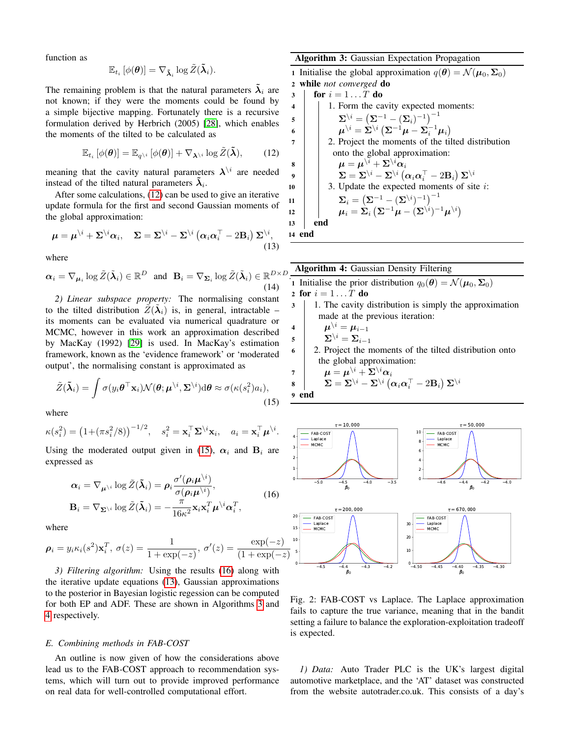function as

$$\mathbb{E}_{t_i}[\phi(\boldsymbol{\theta})] = \nabla_{\tilde{\boldsymbol{\lambda}}_i} \log \tilde{Z}(\tilde{\boldsymbol{\lambda}}_i).$$

The remaining problem is that the natural parameters $\tilde{\boldsymbol{\lambda}}_i$ are not known; if they were the moments could be found by a simple bijective mapping. Fortunately there is a recursive formulation derived by Herbrich (2005) [28], which enables the moments of the tilted to be calculated as

$$\mathbb{E}_{t_i}[\phi(\boldsymbol{\theta})] = \mathbb{E}_{q^{\setminus i}}[\phi(\boldsymbol{\theta})] + \nabla_{\boldsymbol{\lambda}^{\setminus i}} \log \tilde{Z}(\tilde{\boldsymbol{\lambda}}), \tag{12}$$

meaning that the cavity natural parameters $\boldsymbol{\lambda}^{\setminus i}$ are needed instead of the tilted natural parameters $\tilde{\boldsymbol{\lambda}}_i$.

After some calculations, (12) can be used to give an iterative update formula for the first and second Gaussian moments of the global approximation:

$$\boldsymbol{\mu} = \boldsymbol{\mu}^{\setminus i} + \boldsymbol{\Sigma}^{\setminus i}\boldsymbol{\alpha}_i, \quad \boldsymbol{\Sigma} = \boldsymbol{\Sigma}^{\setminus i} - \boldsymbol{\Sigma}^{\setminus i}\left(\boldsymbol{\alpha}_i\boldsymbol{\alpha}_i^\top - 2\mathbf{B}_i\right)\boldsymbol{\Sigma}^{\setminus i}, \tag{13}$$

where

$$\boldsymbol{\alpha}_i = \nabla_{\boldsymbol{\mu}_i} \log \tilde{Z}(\tilde{\boldsymbol{\lambda}}_i) \in \mathbb{R}^D \quad \text{and} \quad \mathbf{B}_i = \nabla_{\boldsymbol{\Sigma}_i} \log \tilde{Z}(\tilde{\boldsymbol{\lambda}}_i) \in \mathbb{R}^{D\times D}. \tag{14}$$

*2) Linear subspace property:* The normalising constant to the tilted distribution $\tilde{Z}(\tilde{\boldsymbol{\lambda}}_i)$ is, in general, intractable – its moments can be evaluated via numerical quadrature or MCMC, however in this work an approximation described by MacKay (1992) [29] is used. In MacKay's estimation framework, known as the 'evidence framework' or 'moderated output', the normalising constant is approximated as

$$\tilde{Z}(\tilde{\boldsymbol{\lambda}}_i) = \int \sigma(y_i\boldsymbol{\theta}^\top\mathbf{x}_i)\mathcal{N}(\boldsymbol{\theta};\boldsymbol{\mu}^{\setminus i},\boldsymbol{\Sigma}^{\setminus i})\mathrm{d}\boldsymbol{\theta} \approx \sigma(\kappa(s_i^2)a_i), \tag{15}$$

where

$$\kappa(s_i^2) = \left(1+(\pi s_i^2/8)\right)^{-1/2}, \quad s_i^2 = \mathbf{x}_i^\top\boldsymbol{\Sigma}^{\setminus i}\mathbf{x}_i, \quad a_i = \mathbf{x}_i^\top\boldsymbol{\mu}^{\setminus i}.$$

Using the moderated output given in (15), $\boldsymbol{\alpha}_i$ and $\mathbf{B}_i$ are expressed as

$$\begin{aligned}
\boldsymbol{\alpha}_i &= \nabla_{\boldsymbol{\mu}^{\setminus i}} \log \tilde{Z}(\tilde{\boldsymbol{\lambda}}_i) = \boldsymbol{\rho}_i \frac{\sigma'(\boldsymbol{\rho}_i\boldsymbol{\mu}^{\setminus i})}{\sigma(\boldsymbol{\rho}_i\boldsymbol{\mu}^{\setminus i})}, \\
\mathbf{B}_i &= \nabla_{\boldsymbol{\Sigma}^{\setminus i}} \log \tilde{Z}(\tilde{\boldsymbol{\lambda}}_i) = -\frac{\pi}{16\kappa^2}\mathbf{x}_i\mathbf{x}_i^T\boldsymbol{\mu}^{\setminus i}\boldsymbol{\alpha}_i^T,
\end{aligned} \tag{16}$$

where

$$\boldsymbol{\rho}_i = y_i\kappa_i(s^2)\mathbf{x}_i^T, \ \sigma(z) = \frac{1}{1+\exp(-z)}, \ \sigma'(z) = \frac{\exp(-z)}{(1+\exp(-z))^2}.$$

*3) Filtering algorithm:* Using the results (16) along with the iterative update equations (13), Gaussian approximations to the posterior in Bayesian logistic regession can be computed for both EP and ADF. These are shown in Algorithms 3 and 4 respectively.

### E. Combining methods in FAB-COST

An outline is now given of how the considerations above lead us to the FAB-COST approach to recommendation systems, which will turn out to provide improved performance on real data for well-controlled computational effort.

**Algorithm 3:** Gaussian Expectation Propagation

1. Initialise the global approximation $q(\boldsymbol{\theta}) = \mathcal{N}(\boldsymbol{\mu}_0, \boldsymbol{\Sigma}_0)$
2. **while** *not converged* **do**
3. **for** $i = 1 \ldots T$ **do**
4. 1. Form the cavity expected moments:
5. $\boldsymbol{\Sigma}^{\setminus i} = \left(\boldsymbol{\Sigma}^{-1} - (\boldsymbol{\Sigma}_i)^{-1}\right)^{-1}$
6. $\boldsymbol{\mu}^{\setminus i} = \boldsymbol{\Sigma}^{\setminus i}\left(\boldsymbol{\Sigma}^{-1}\boldsymbol{\mu} - \boldsymbol{\Sigma}_i^{-1}\boldsymbol{\mu}_i\right)$
7. 2. Project the moments of the tilted distribution onto the global approximation:
8. $\boldsymbol{\mu} = \boldsymbol{\mu}^{\setminus i} + \boldsymbol{\Sigma}^{\setminus i}\boldsymbol{\alpha}_i$
9. $\boldsymbol{\Sigma} = \boldsymbol{\Sigma}^{\setminus i} - \boldsymbol{\Sigma}^{\setminus i}\left(\boldsymbol{\alpha}_i\boldsymbol{\alpha}_i^\top - 2\mathbf{B}_i\right)\boldsymbol{\Sigma}^{\setminus i}$
10. 3. Update the expected moments of site $i$:
11. $\boldsymbol{\Sigma}_i = \left(\boldsymbol{\Sigma}^{-1} - (\boldsymbol{\Sigma}^{\setminus i})^{-1}\right)^{-1}$
12. $\boldsymbol{\mu}_i = \boldsymbol{\Sigma}_i\left(\boldsymbol{\Sigma}^{-1}\boldsymbol{\mu} - (\boldsymbol{\Sigma}^{\setminus i})^{-1}\boldsymbol{\mu}^{\setminus i}\right)$
13. **end**
14. **end**

**Algorithm 4:** Gaussian Density Filtering

1. Initialise the prior distribution $q_0(\boldsymbol{\theta}) = \mathcal{N}(\boldsymbol{\mu}_0, \boldsymbol{\Sigma}_0)$
2. **for** $i = 1 \ldots T$ **do**
3. 1. The cavity distribution is simply the approximation made at the previous iteration:
4. $\boldsymbol{\mu}^{\setminus i} = \boldsymbol{\mu}_{i-1}$
5. $\boldsymbol{\Sigma}^{\setminus i} = \boldsymbol{\Sigma}_{i-1}$
6. 2. Project the moments of the tilted distribution onto the global approximation:
7. $\boldsymbol{\mu} = \boldsymbol{\mu}^{\setminus i} + \boldsymbol{\Sigma}^{\setminus i}\boldsymbol{\alpha}_i$
8. $\boldsymbol{\Sigma} = \boldsymbol{\Sigma}^{\setminus i} - \boldsymbol{\Sigma}^{\setminus i}\left(\boldsymbol{\alpha}_i\boldsymbol{\alpha}_i^\top - 2\mathbf{B}_i\right)\boldsymbol{\Sigma}^{\setminus i}$
9. **end**

Fig. 2: FAB-COST vs Laplace. The Laplace approximation fails to capture the true variance, meaning that in the bandit setting a failure to balance the exploration-exploitation tradeoff is expected.

*1) Data:* Auto Trader PLC is the UK's largest digital automotive marketplace, and the 'AT' dataset was constructed from the website autotrader.co.uk. This consists of a day's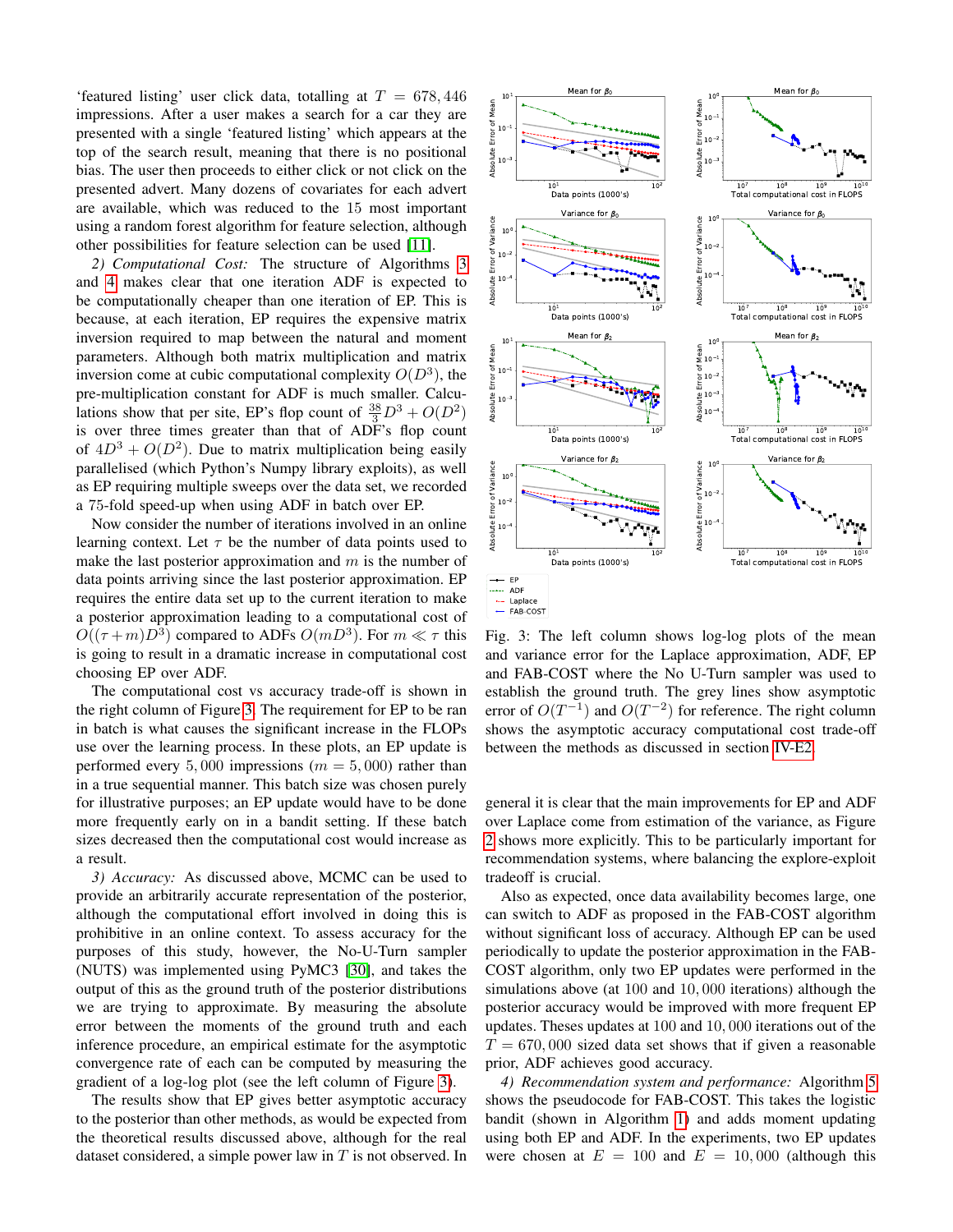'featured listing' user click data, totalling at $T = 678,446$ impressions. After a user makes a search for a car they are presented with a single 'featured listing' which appears at the top of the search result, meaning that there is no positional bias. The user then proceeds to either click or not click on the presented advert. Many dozens of covariates for each advert are available, which was reduced to the 15 most important using a random forest algorithm for feature selection, although other possibilities for feature selection can be used [11].

*2) Computational Cost:* The structure of Algorithms 3 and 4 makes clear that one iteration ADF is expected to be computationally cheaper than one iteration of EP. This is because, at each iteration, EP requires the expensive matrix inversion required to map between the natural and moment parameters. Although both matrix multiplication and matrix inversion come at cubic computational complexity $O(D^3)$, the pre-multiplication constant for ADF is much smaller. Calculations show that per site, EP's flop count of $\frac{38}{3}D^3 + O(D^2)$ is over three times greater than that of ADF's flop count of $4D^3 + O(D^2)$. Due to matrix multiplication being easily parallelised (which Python's Numpy library exploits), as well as EP requiring multiple sweeps over the data set, we recorded a 75-fold speed-up when using ADF in batch over EP.

Now consider the number of iterations involved in an online learning context. Let $\tau$ be the number of data points used to make the last posterior approximation and $m$ is the number of data points arriving since the last posterior approximation. EP requires the entire data set up to the current iteration to make a posterior approximation leading to a computational cost of $O((\tau + m)D^3)$ compared to ADFs $O(mD^3)$. For $m \ll \tau$ this is going to result in a dramatic increase in computational cost choosing EP over ADF.

The computational cost vs accuracy trade-off is shown in the right column of Figure 3. The requirement for EP to be ran in batch is what causes the significant increase in the FLOPs use over the learning process. In these plots, an EP update is performed every 5,000 impressions ($m = 5,000$) rather than in a true sequential manner. This batch size was chosen purely for illustrative purposes; an EP update would have to be done more frequently early on in a bandit setting. If these batch sizes decreased then the computational cost would increase as a result.

*3) Accuracy:* As discussed above, MCMC can be used to provide an arbitrarily accurate representation of the posterior, although the computational effort involved in doing this is prohibitive in an online context. To assess accuracy for the purposes of this study, however, the No-U-Turn sampler (NUTS) was implemented using PyMC3 [30], and takes the output of this as the ground truth of the posterior distributions we are trying to approximate. By measuring the absolute error between the moments of the ground truth and each inference procedure, an empirical estimate for the asymptotic convergence rate of each can be computed by measuring the gradient of a log-log plot (see the left column of Figure 3).

The results show that EP gives better asymptotic accuracy to the posterior than other methods, as would be expected from the theoretical results discussed above, although for the real dataset considered, a simple power law in $T$ is not observed. In general it is clear that the main improvements for EP and ADF over Laplace come from estimation of the variance, as Figure 2 shows more explicitly. This to be particularly important for recommendation systems, where balancing the explore-exploit tradeoff is crucial.

Fig. 3: The left column shows log-log plots of the mean and variance error for the Laplace approximation, ADF, EP and FAB-COST where the No U-Turn sampler was used to establish the ground truth. The grey lines show asymptotic error of $O(T^{-1})$ and $O(T^{-2})$ for reference. The right column shows the asymptotic accuracy computational cost trade-off between the methods as discussed in section IV-E2.

Also as expected, once data availability becomes large, one can switch to ADF as proposed in the FAB-COST algorithm without significant loss of accuracy. Although EP can be used periodically to update the posterior approximation in the FAB-COST algorithm, only two EP updates were performed in the simulations above (at 100 and 10,000 iterations) although the posterior accuracy would be improved with more frequent EP updates. Theses updates at 100 and 10,000 iterations out of the $T = 670,000$ sized data set shows that if given a reasonable prior, ADF achieves good accuracy.

*4) Recommendation system and performance:* Algorithm 5 shows the pseudocode for FAB-COST. This takes the logistic bandit (shown in Algorithm 1) and adds moment updating using both EP and ADF. In the experiments, two EP updates were chosen at $E = 100$ and $E = 10,000$ (although this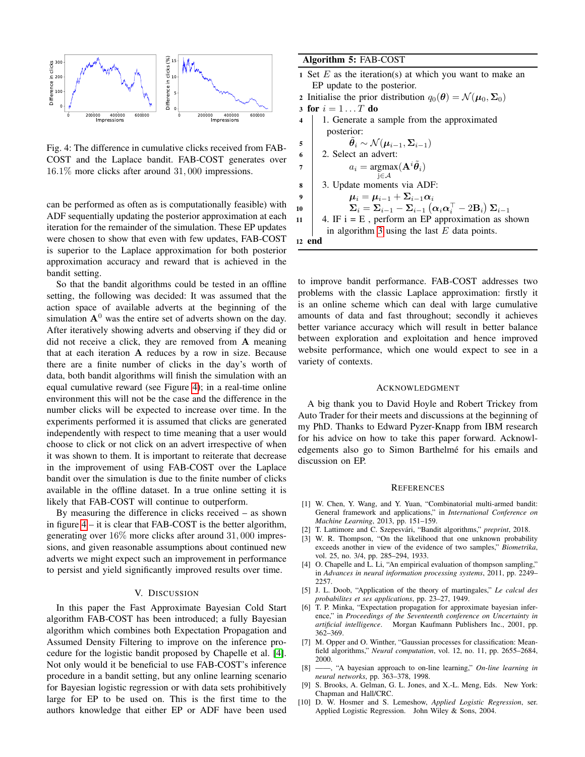Fig. 4: The difference in cumulative clicks received from FAB-COST and the Laplace bandit. FAB-COST generates over $16.1\%$ more clicks after around $31,000$ impressions.

can be performed as often as is computationally feasible) with ADF sequentially updating the posterior approximation at each iteration for the remainder of the simulation. These EP updates were chosen to show that even with few updates, FAB-COST is superior to the Laplace approximation for both posterior approximation accuracy and reward that is achieved in the bandit setting.

So that the bandit algorithms could be tested in an offline setting, the following was decided: It was assumed that the action space of available adverts at the beginning of the simulation $\mathbf{A}^0$ was the entire set of adverts shown on the day. After iteratively showing adverts and observing if they did or did not receive a click, they are removed from $\mathbf{A}$ meaning that at each iteration $\mathbf{A}$ reduces by a row in size. Because there are a finite number of clicks in the day's worth of data, both bandit algorithms will finish the simulation with an equal cumulative reward (see Figure 4); in a real-time online environment this will not be the case and the difference in the number clicks will be expected to increase over time. In the experiments performed it is assumed that clicks are generated independently with respect to time meaning that a user would choose to click or not click on an advert irrespective of when it was shown to them. It is important to reiterate that decrease in the improvement of using FAB-COST over the Laplace bandit over the simulation is due to the finite number of clicks available in the offline dataset. In a true online setting it is likely that FAB-COST will continue to outperform.

By measuring the difference in clicks received – as shown in figure 4 – it is clear that FAB-COST is the better algorithm, generating over $16\%$ more clicks after around $31,000$ impressions, and given reasonable assumptions about continued new adverts we might expect such an improvement in performance to persist and yield significantly improved results over time.

## V. Discussion

In this paper the Fast Approximate Bayesian Cold Start algorithm FAB-COST has been introduced; a fully Bayesian algorithm which combines both Expectation Propagation and Assumed Density Filtering to improve on the inference procedure for the logistic bandit proposed by Chapelle et al. [4]. Not only would it be beneficial to use FAB-COST's inference procedure in a bandit setting, but any online learning scenario for Bayesian logistic regression or with data sets prohibitively large for EP to be used on. This is the first time to the authors knowledge that either EP or ADF have been used

**Algorithm 5:** FAB-COST

1. Set $E$ as the iteration(s) at which you want to make an EP update to the posterior.
2. Initialise the prior distribution $q_0(\boldsymbol{\theta}) = \mathcal{N}(\boldsymbol{\mu}_0, \boldsymbol{\Sigma}_0)$
3. **for** $i = 1 \dots T$ **do**
4.   1. Generate a sample from the approximated posterior:
5.     $\tilde{\boldsymbol{\theta}}_i \sim \mathcal{N}(\boldsymbol{\mu}_{i-1}, \boldsymbol{\Sigma}_{i-1})$
6.   2. Select an advert:
7.     $a_i = \underset{j \in \mathcal{A}}{\text{argmax}}(\mathbf{A}^i \tilde{\boldsymbol{\theta}}_i)$
8.   3. Update moments via ADF:
9.     $\boldsymbol{\mu}_i = \boldsymbol{\mu}_{i-1} + \boldsymbol{\Sigma}_{i-1}\boldsymbol{\alpha}_i$
10.     $\boldsymbol{\Sigma}_i = \boldsymbol{\Sigma}_{i-1} - \boldsymbol{\Sigma}_{i-1}\left(\boldsymbol{\alpha}_i\boldsymbol{\alpha}_i^\top - 2\mathbf{B}_i\right)\boldsymbol{\Sigma}_{i-1}$
11.   4. IF i = E , perform an EP approximation as shown in algorithm 3 using the last $E$ data points.
12. **end**

to improve bandit performance. FAB-COST addresses two problems with the classic Laplace approximation: firstly it is an online scheme which can deal with large cumulative amounts of data and fast throughput; secondly it achieves better variance accuracy which will result in better balance between exploration and exploitation and hence improved website performance, which one would expect to see in a variety of contexts.

## Acknowledgment

A big thank you to David Hoyle and Robert Trickey from Auto Trader for their meets and discussions at the beginning of my PhD. Thanks to Edward Pyzer-Knapp from IBM research for his advice on how to take this paper forward. Acknowledgements also go to Simon Barthelmé for his emails and discussion on EP.

## References

[1] W. Chen, Y. Wang, and Y. Yuan, "Combinatorial multi-armed bandit: General framework and applications," in *International Conference on Machine Learning*, 2013, pp. 151–159.

[2] T. Lattimore and C. Szepesvári, "Bandit algorithms," *preprint*, 2018.

[3] W. R. Thompson, "On the likelihood that one unknown probability exceeds another in view of the evidence of two samples," *Biometrika*, vol. 25, no. 3/4, pp. 285–294, 1933.

[4] O. Chapelle and L. Li, "An empirical evaluation of thompson sampling," in *Advances in neural information processing systems*, 2011, pp. 2249–2257.

[5] J. L. Doob, "Application of the theory of martingales," *Le calcul des probabilites et ses applications*, pp. 23–27, 1949.

[6] T. P. Minka, "Expectation propagation for approximate bayesian inference," in *Proceedings of the Seventeenth conference on Uncertainty in artificial intelligence*. Morgan Kaufmann Publishers Inc., 2001, pp. 362–369.

[7] M. Opper and O. Winther, "Gaussian processes for classification: Mean-field algorithms," *Neural computation*, vol. 12, no. 11, pp. 2655–2684, 2000.

[8] ——, "A bayesian approach to on-line learning," *On-line learning in neural networks*, pp. 363–378, 1998.

[9] S. Brooks, A. Gelman, G. L. Jones, and X.-L. Meng, Eds. New York: Chapman and Hall/CRC.

[10] D. W. Hosmer and S. Lemeshow, *Applied Logistic Regression*, ser. Applied Logistic Regression. John Wiley & Sons, 2004.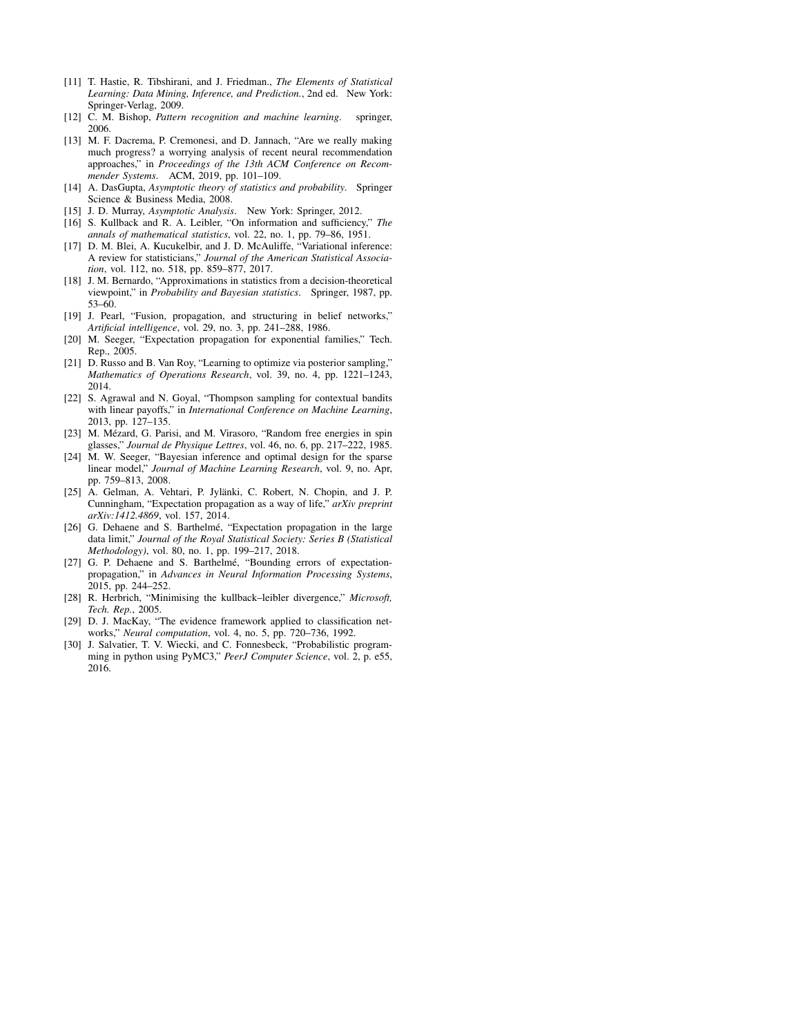[11] T. Hastie, R. Tibshirani, and J. Friedman., *The Elements of Statistical Learning: Data Mining, Inference, and Prediction.*, 2nd ed. New York: Springer-Verlag, 2009.

[12] C. M. Bishop, *Pattern recognition and machine learning*. springer, 2006.

[13] M. F. Dacrema, P. Cremonesi, and D. Jannach, "Are we really making much progress? a worrying analysis of recent neural recommendation approaches," in *Proceedings of the 13th ACM Conference on Recommender Systems*. ACM, 2019, pp. 101–109.

[14] A. DasGupta, *Asymptotic theory of statistics and probability*. Springer Science & Business Media, 2008.

[15] J. D. Murray, *Asymptotic Analysis*. New York: Springer, 2012.

[16] S. Kullback and R. A. Leibler, "On information and sufficiency," *The annals of mathematical statistics*, vol. 22, no. 1, pp. 79–86, 1951.

[17] D. M. Blei, A. Kucukelbir, and J. D. McAuliffe, "Variational inference: A review for statisticians," *Journal of the American Statistical Association*, vol. 112, no. 518, pp. 859–877, 2017.

[18] J. M. Bernardo, "Approximations in statistics from a decision-theoretical viewpoint," in *Probability and Bayesian statistics*. Springer, 1987, pp. 53–60.

[19] J. Pearl, "Fusion, propagation, and structuring in belief networks," *Artificial intelligence*, vol. 29, no. 3, pp. 241–288, 1986.

[20] M. Seeger, "Expectation propagation for exponential families," Tech. Rep., 2005.

[21] D. Russo and B. Van Roy, "Learning to optimize via posterior sampling," *Mathematics of Operations Research*, vol. 39, no. 4, pp. 1221–1243, 2014.

[22] S. Agrawal and N. Goyal, "Thompson sampling for contextual bandits with linear payoffs," in *International Conference on Machine Learning*, 2013, pp. 127–135.

[23] M. Mézard, G. Parisi, and M. Virasoro, "Random free energies in spin glasses," *Journal de Physique Lettres*, vol. 46, no. 6, pp. 217–222, 1985.

[24] M. W. Seeger, "Bayesian inference and optimal design for the sparse linear model," *Journal of Machine Learning Research*, vol. 9, no. Apr, pp. 759–813, 2008.

[25] A. Gelman, A. Vehtari, P. Jylänki, C. Robert, N. Chopin, and J. P. Cunningham, "Expectation propagation as a way of life," *arXiv preprint arXiv:1412.4869*, vol. 157, 2014.

[26] G. Dehaene and S. Barthelmé, "Expectation propagation in the large data limit," *Journal of the Royal Statistical Society: Series B (Statistical Methodology)*, vol. 80, no. 1, pp. 199–217, 2018.

[27] G. P. Dehaene and S. Barthelmé, "Bounding errors of expectation-propagation," in *Advances in Neural Information Processing Systems*, 2015, pp. 244–252.

[28] R. Herbrich, "Minimising the kullback–leibler divergence," *Microsoft, Tech. Rep.*, 2005.

[29] D. J. MacKay, "The evidence framework applied to classification networks," *Neural computation*, vol. 4, no. 5, pp. 720–736, 1992.

[30] J. Salvatier, T. V. Wiecki, and C. Fonnesbeck, "Probabilistic programming in python using PyMC3," *PeerJ Computer Science*, vol. 2, p. e55, 2016.